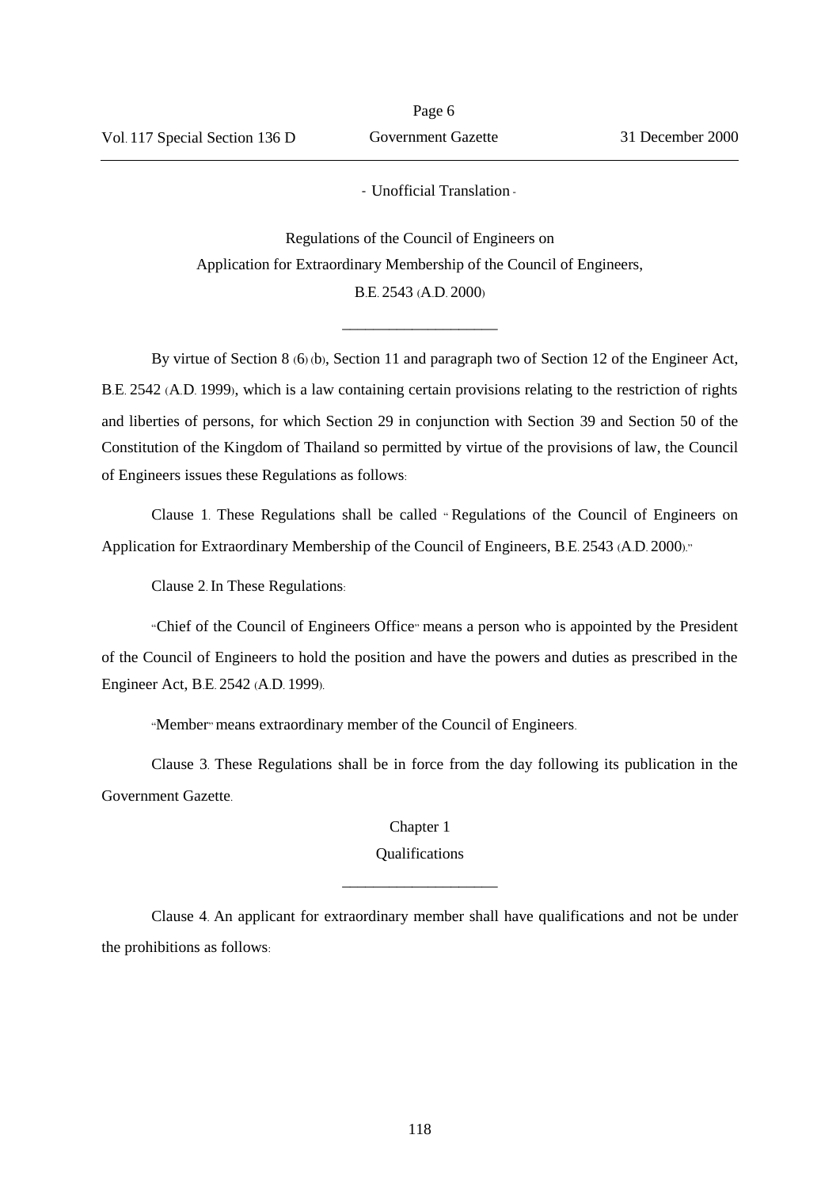- Unofficial Translation -

# Regulations of the Council of Engineers on Application for Extraordinary Membership of the Council of Engineers, B.E. 2543 (A.D. 2000)

---

By virtue of Section 8 (6) (b), Section 11 and paragraph two of Section 12 of the Engineer Act, B.E. 2542 (A.D. 1999), which is a law containing certain provisions relating to the restriction of rights and liberties of persons, for which Section 29 in conjunction with Section 39 and Section 50 of the Constitution of the Kingdom of Thailand so permitted by virtue of the provisions of law, the Council of Engineers issues these Regulations as follows:

Clause 1. These Regulations shall be called "Regulations of the Council of Engineers on Application for Extraordinary Membership of the Council of Engineers, B.E. 2543 (A.D. 2000)."

Clause 2. In These Regulations:

"Chief of the Council of Engineers Office" means a person who is appointed by the President of the Council of Engineers to hold the position and have the powers and duties as prescribed in the Engineer Act, B.E. 2542 (A.D. 1999).

"Member" means extraordinary member of the Council of Engineers.

Clause 3. These Regulations shall be in force from the day following its publication in the Government Gazette.

## Chapter 1
## Qualifications

---

Clause 4. An applicant for extraordinary member shall have qualifications and not be under the prohibitions as follows: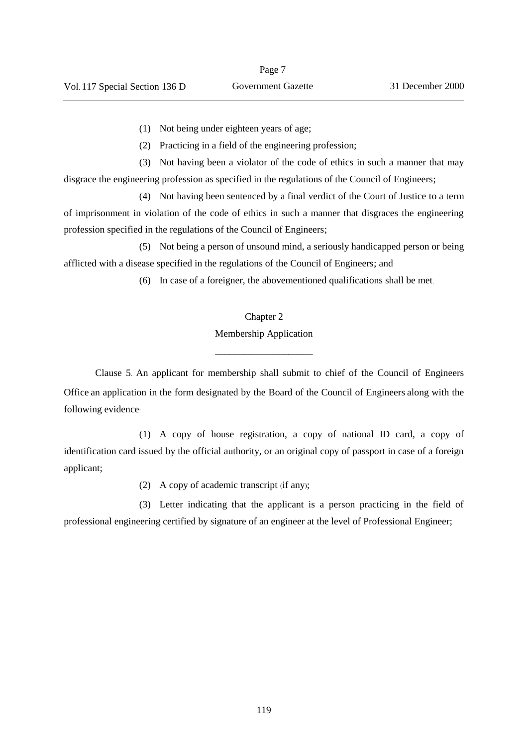(1) Not being under eighteen years of age;

(2) Practicing in a field of the engineering profession;

(3) Not having been a violator of the code of ethics in such a manner that may disgrace the engineering profession as specified in the regulations of the Council of Engineers;

(4) Not having been sentenced by a final verdict of the Court of Justice to a term of imprisonment in violation of the code of ethics in such a manner that disgraces the engineering profession specified in the regulations of the Council of Engineers;

(5) Not being a person of unsound mind, a seriously handicapped person or being afflicted with a disease specified in the regulations of the Council of Engineers; and

(6) In case of a foreigner, the abovementioned qualifications shall be met.

## Chapter 2

## Membership Application

---

Clause 5. An applicant for membership shall submit to chief of the Council of Engineers Office an application in the form designated by the Board of the Council of Engineers along with the following evidence:

(1) A copy of house registration, a copy of national ID card, a copy of identification card issued by the official authority, or an original copy of passport in case of a foreign applicant;

(2) A copy of academic transcript (if any);

(3) Letter indicating that the applicant is a person practicing in the field of professional engineering certified by signature of an engineer at the level of Professional Engineer;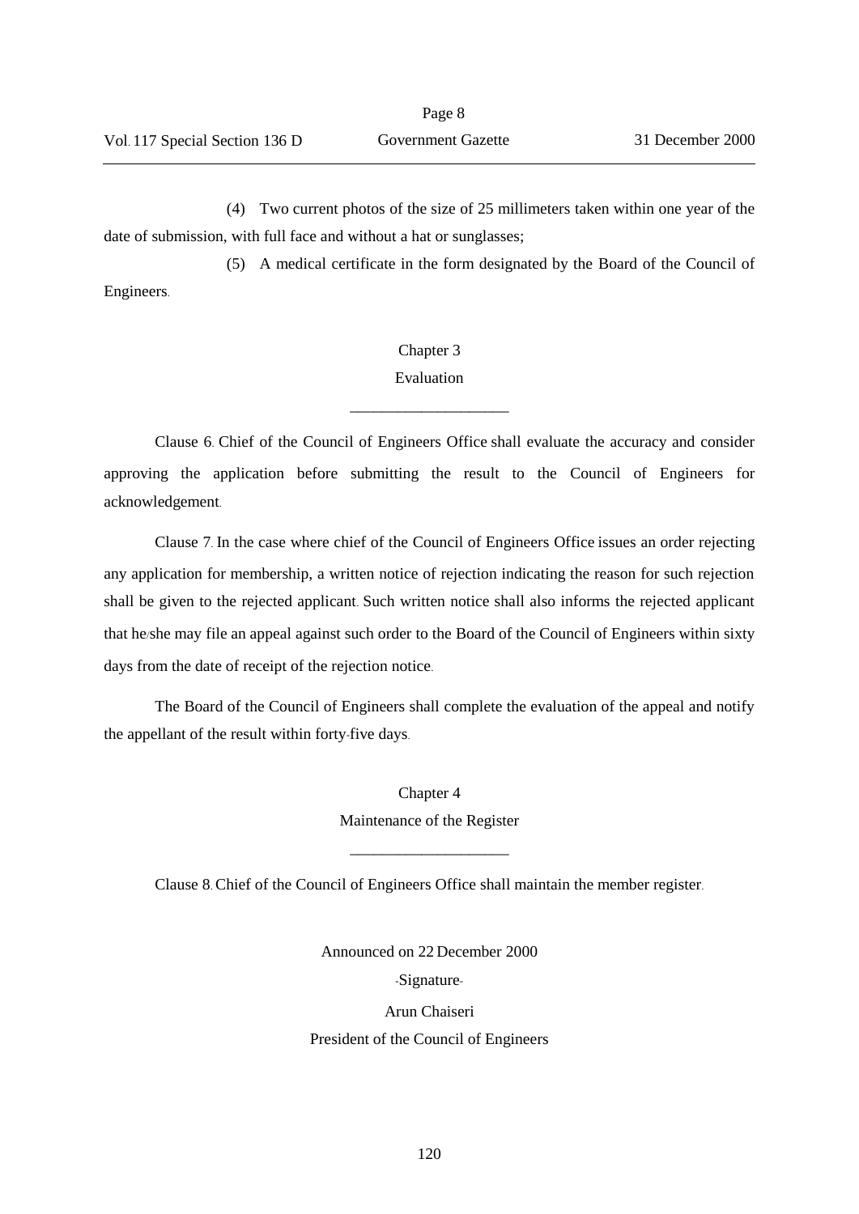(4) Two current photos of the size of 25 millimeters taken within one year of the date of submission, with full face and without a hat or sunglasses;

(5) A medical certificate in the form designated by the Board of the Council of Engineers.

## Chapter 3
## Evaluation

---

Clause 6. Chief of the Council of Engineers Office shall evaluate the accuracy and consider approving the application before submitting the result to the Council of Engineers for acknowledgement.

Clause 7. In the case where chief of the Council of Engineers Office issues an order rejecting any application for membership, a written notice of rejection indicating the reason for such rejection shall be given to the rejected applicant. Such written notice shall also informs the rejected applicant that he/she may file an appeal against such order to the Board of the Council of Engineers within sixty days from the date of receipt of the rejection notice.

The Board of the Council of Engineers shall complete the evaluation of the appeal and notify the appellant of the result within forty-five days.

## Chapter 4
## Maintenance of the Register

---

Clause 8. Chief of the Council of Engineers Office shall maintain the member register.

Announced on 22 December 2000

-Signature-

Arun Chaiseri

President of the Council of Engineers